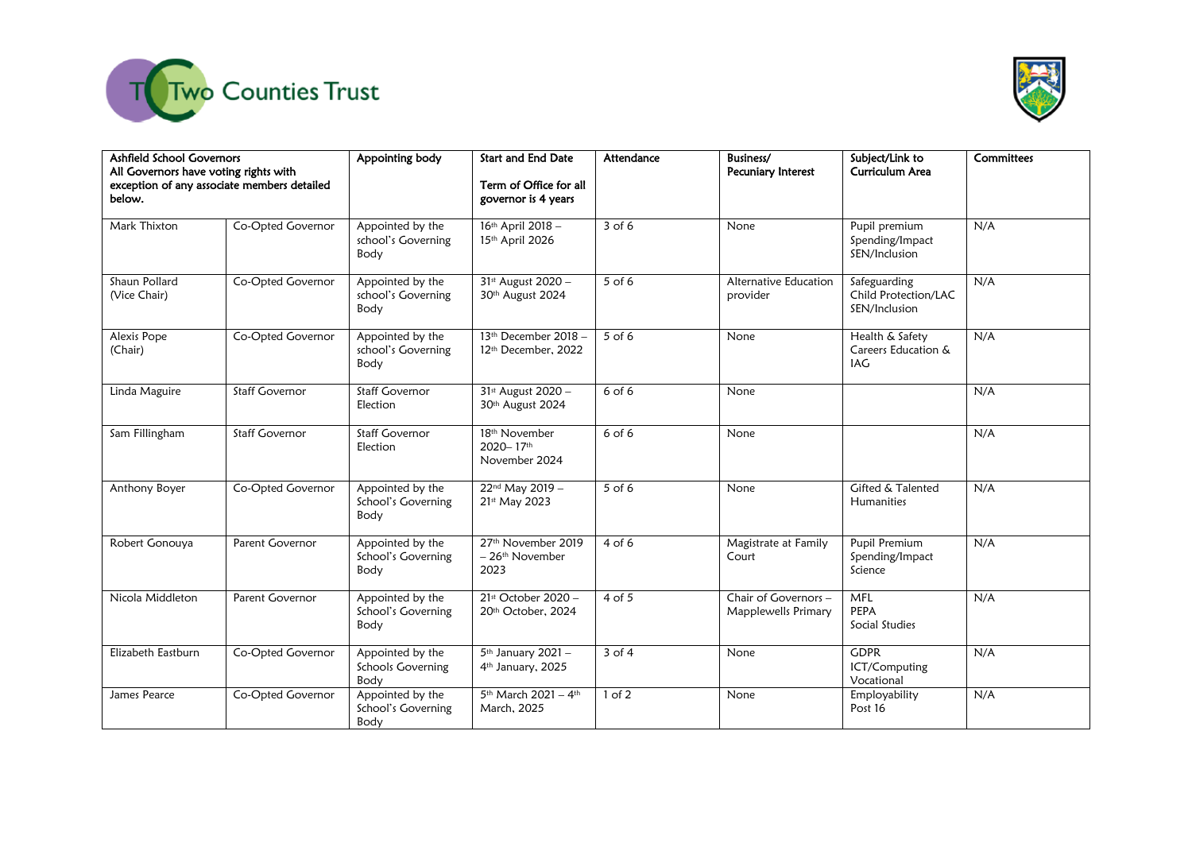Two Counties Trust

| Ashfield School Governors<br>All Governors have voting rights with exception of any associate members detailed below. | | Appointing body | Start and End Date<br><br>Term of Office for all governor is 4 years | Attendance | Business/<br>Pecuniary Interest | Subject/Link to Curriculum Area | Committees |
|---|---|---|---|---|---|---|---|
| Mark Thixton | Co-Opted Governor | Appointed by the school's Governing Body | 16th April 2018 – 15th April 2026 | 3 of 6 | None | Pupil premium Spending/Impact<br>SEN/Inclusion | N/A |
| Shaun Pollard (Vice Chair) | Co-Opted Governor | Appointed by the school's Governing Body | 31st August 2020 – 30th August 2024 | 5 of 6 | Alternative Education provider | Safeguarding<br>Child Protection/LAC<br>SEN/Inclusion | N/A |
| Alexis Pope (Chair) | Co-Opted Governor | Appointed by the school's Governing Body | 13th December 2018 – 12th December, 2022 | 5 of 6 | None | Health & Safety<br>Careers Education & IAG | N/A |
| Linda Maguire | Staff Governor | Staff Governor Election | 31st August 2020 – 30th August 2024 | 6 of 6 | None | | N/A |
| Sam Fillingham | Staff Governor | Staff Governor Election | 18th November 2020– 17th November 2024 | 6 of 6 | None | | N/A |
| Anthony Boyer | Co-Opted Governor | Appointed by the School's Governing Body | 22nd May 2019 – 21st May 2023 | 5 of 6 | None | Gifted & Talented<br>Humanities | N/A |
| Robert Gonouya | Parent Governor | Appointed by the School's Governing Body | 27th November 2019 – 26th November 2023 | 4 of 6 | Magistrate at Family Court | Pupil Premium Spending/Impact<br>Science | N/A |
| Nicola Middleton | Parent Governor | Appointed by the School's Governing Body | 21st October 2020 – 20th October, 2024 | 4 of 5 | Chair of Governors – Mapplewells Primary | MFL<br>PEPA<br>Social Studies | N/A |
| Elizabeth Eastburn | Co-Opted Governor | Appointed by the Schools Governing Body | 5th January 2021 – 4th January, 2025 | 3 of 4 | None | GDPR<br>ICT/Computing<br>Vocational | N/A |
| James Pearce | Co-Opted Governor | Appointed by the School's Governing Body | 5th March 2021 – 4th March, 2025 | 1 of 2 | None | Employability<br>Post 16 | N/A |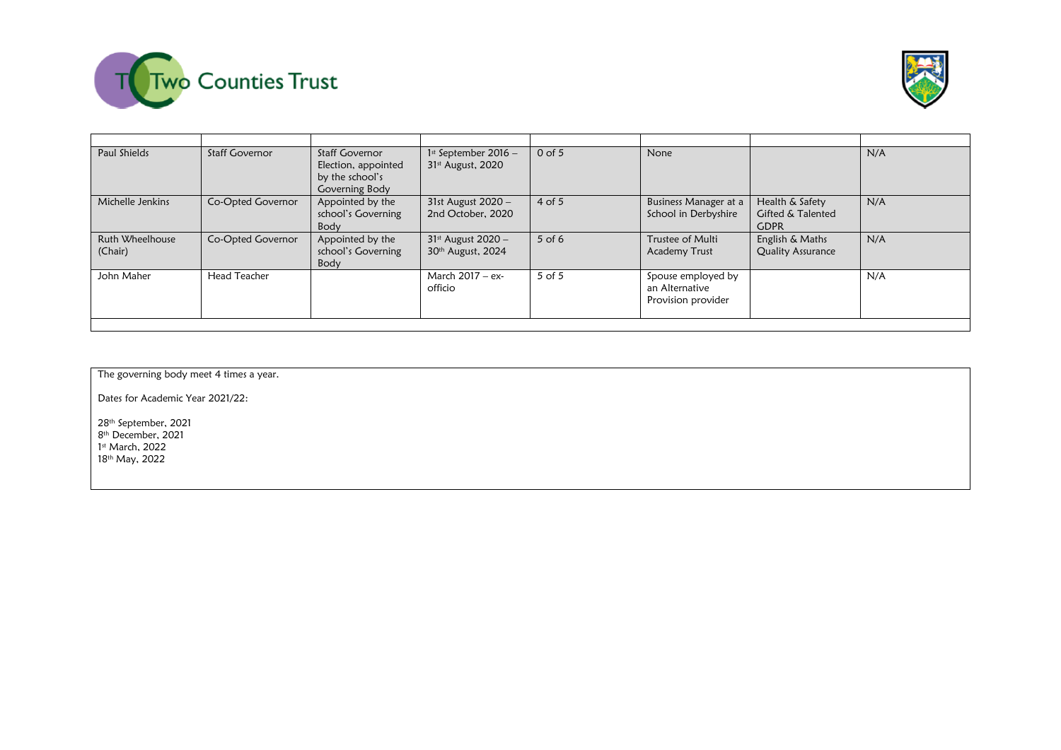| | | | | | | | |
|---|---|---|---|---|---|---|---|
| Paul Shields | Staff Governor | Staff Governor Election, appointed by the school's Governing Body | 1st September 2016 – 31st August, 2020 | 0 of 5 | None | | N/A |
| Michelle Jenkins | Co-Opted Governor | Appointed by the school's Governing Body | 31st August 2020 – 2nd October, 2020 | 4 of 5 | Business Manager at a School in Derbyshire | Health & Safety Gifted & Talented GDPR | N/A |
| Ruth Wheelhouse (Chair) | Co-Opted Governor | Appointed by the school's Governing Body | 31st August 2020 – 30th August, 2024 | 5 of 6 | Trustee of Multi Academy Trust | English & Maths Quality Assurance | N/A |
| John Maher | Head Teacher | | March 2017 – ex-officio | 5 of 5 | Spouse employed by an Alternative Provision provider | | N/A |

The governing body meet 4 times a year.

Dates for Academic Year 2021/22:

28th September, 2021
8th December, 2021
1st March, 2022
18th May, 2022